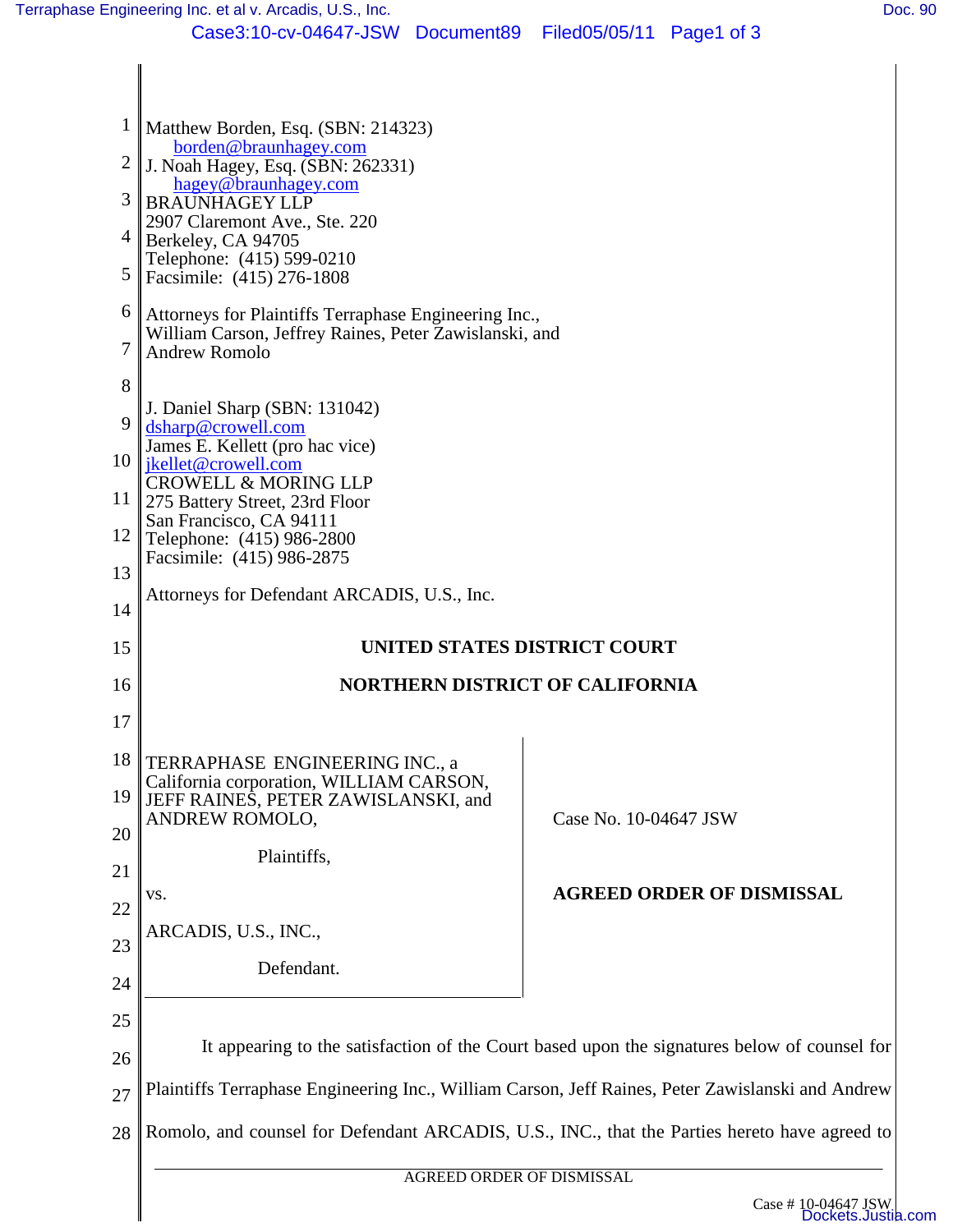Matthew Borden, Esq. (SBN: 214323)
borden@braunhagey.com
J. Noah Hagey, Esq. (SBN: 262331)
hagey@braunhagey.com
BRAUNHAGEY LLP
2907 Claremont Ave., Ste. 220
Berkeley, CA 94705
Telephone: (415) 599-0210
Facsimile: (415) 276-1808

Attorneys for Plaintiffs Terraphase Engineering Inc., William Carson, Jeffrey Raines, Peter Zawislanski, and Andrew Romolo

J. Daniel Sharp (SBN: 131042)
dsharp@crowell.com
James E. Kellett (pro hac vice)
jkellet@crowell.com
CROWELL & MORING LLP
275 Battery Street, 23rd Floor
San Francisco, CA 94111
Telephone: (415) 986-2800
Facsimile: (415) 986-2875

Attorneys for Defendant ARCADIS, U.S., Inc.

**UNITED STATES DISTRICT COURT**

**NORTHERN DISTRICT OF CALIFORNIA**

TERRAPHASE ENGINEERING INC., a California corporation, WILLIAM CARSON, JEFF RAINES, PETER ZAWISLANSKI, and ANDREW ROMOLO,

Plaintiffs,

vs.

ARCADIS, U.S., INC.,

Defendant.

Case No. 10-04647 JSW

**AGREED ORDER OF DISMISSAL**

It appearing to the satisfaction of the Court based upon the signatures below of counsel for Plaintiffs Terraphase Engineering Inc., William Carson, Jeff Raines, Peter Zawislanski and Andrew Romolo, and counsel for Defendant ARCADIS, U.S., INC., that the Parties hereto have agreed to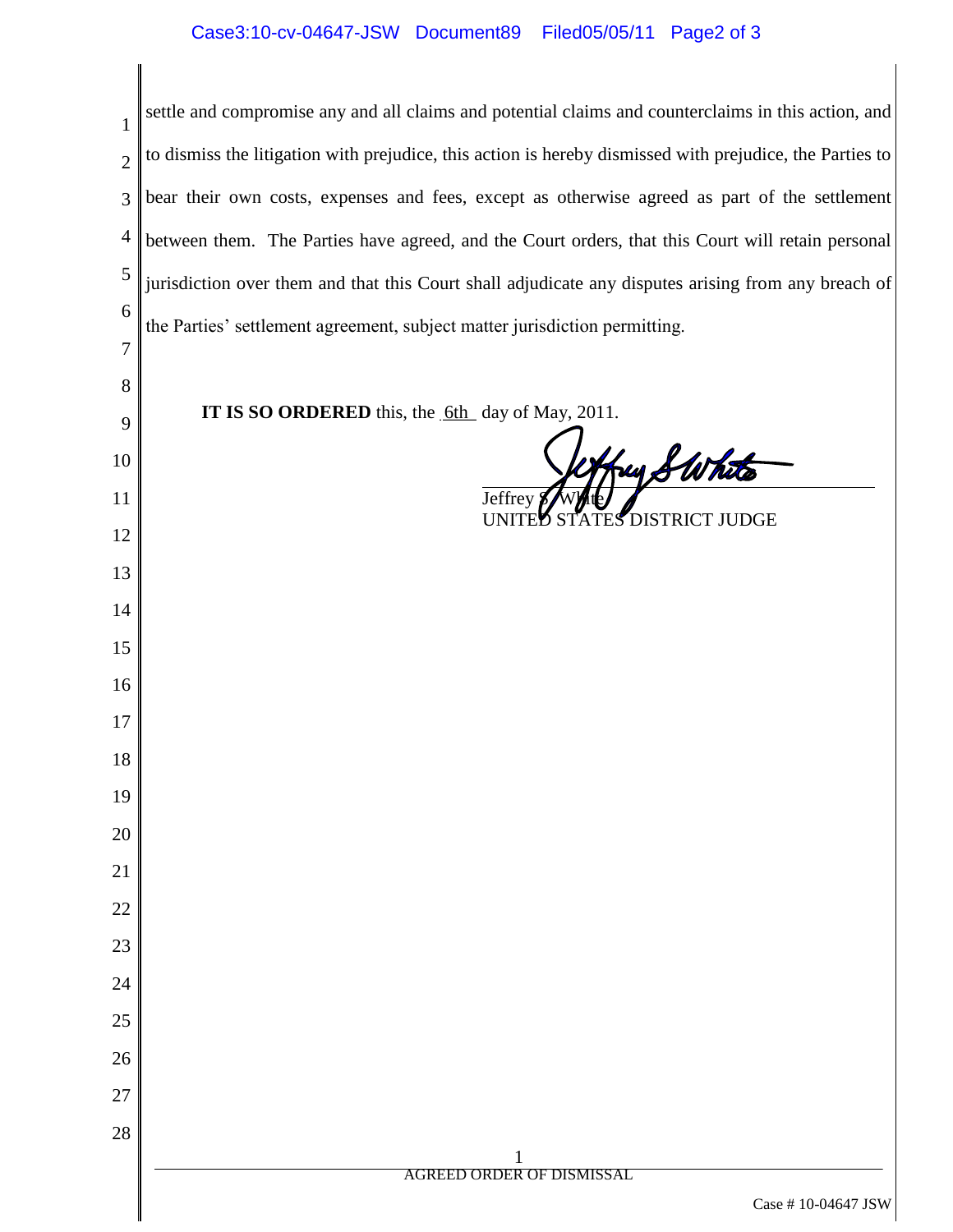settle and compromise any and all claims and potential claims and counterclaims in this action, and to dismiss the litigation with prejudice, this action is hereby dismissed with prejudice, the Parties to bear their own costs, expenses and fees, except as otherwise agreed as part of the settlement between them. The Parties have agreed, and the Court orders, that this Court will retain personal jurisdiction over them and that this Court shall adjudicate any disputes arising from any breach of the Parties' settlement agreement, subject matter jurisdiction permitting.

**IT IS SO ORDERED** this, the 6th day of May, 2011.

Jeffrey S. White
UNITED STATES DISTRICT JUDGE

AGREED ORDER OF DISMISSAL

Case # 10-04647 JSW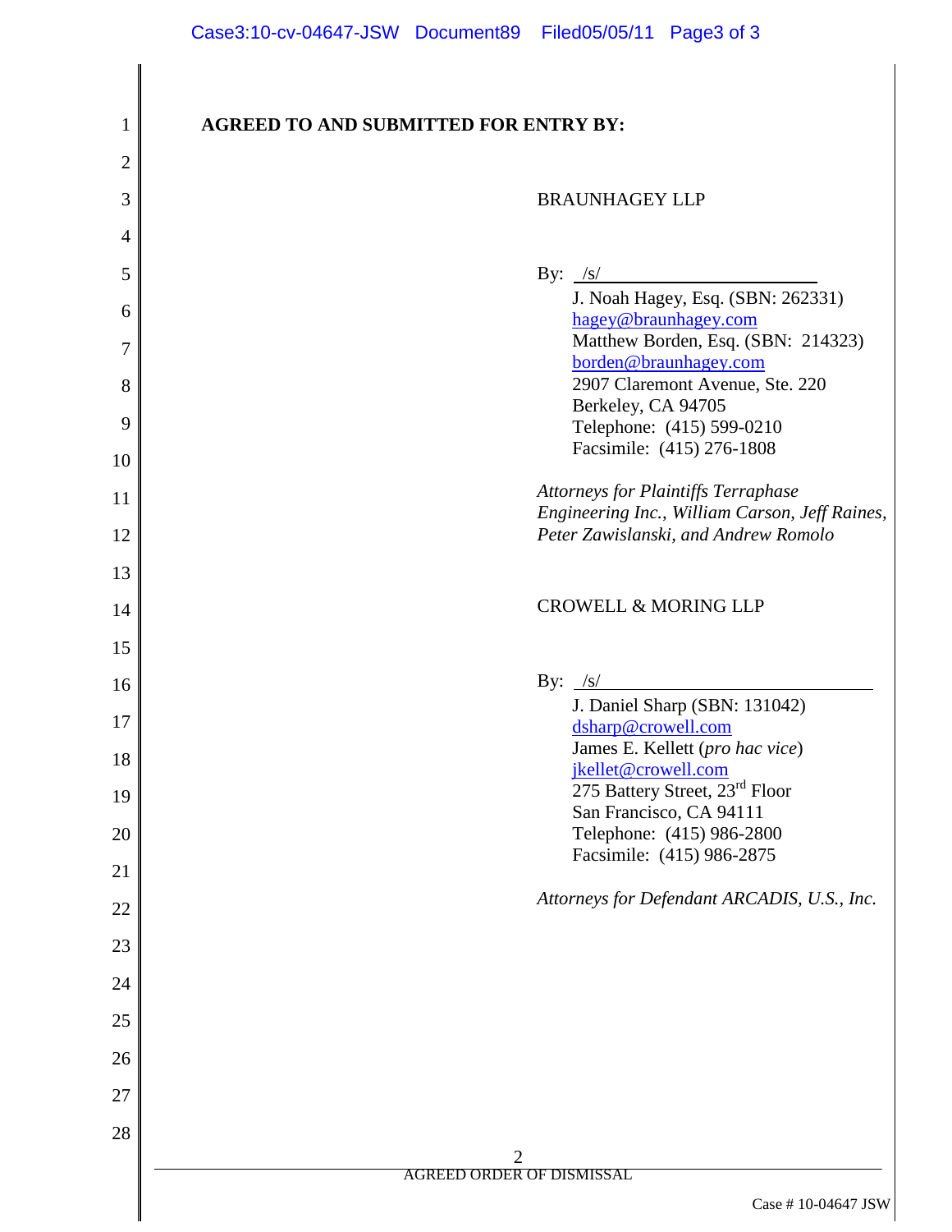**AGREED TO AND SUBMITTED FOR ENTRY BY:**

BRAUNHAGEY LLP

By: /s/

J. Noah Hagey, Esq. (SBN: 262331)
hagey@braunhagey.com
Matthew Borden, Esq. (SBN: 214323)
borden@braunhagey.com
2907 Claremont Avenue, Ste. 220
Berkeley, CA 94705
Telephone: (415) 599-0210
Facsimile: (415) 276-1808

*Attorneys for Plaintiffs Terraphase Engineering Inc., William Carson, Jeff Raines, Peter Zawislanski, and Andrew Romolo*

CROWELL & MORING LLP

By: /s/

J. Daniel Sharp (SBN: 131042)
dsharp@crowell.com
James E. Kellett (*pro hac vice*)
jkellet@crowell.com
275 Battery Street, 23rd Floor
San Francisco, CA 94111
Telephone: (415) 986-2800
Facsimile: (415) 986-2875

*Attorneys for Defendant ARCADIS, U.S., Inc.*

AGREED ORDER OF DISMISSAL

Case # 10-04647 JSW